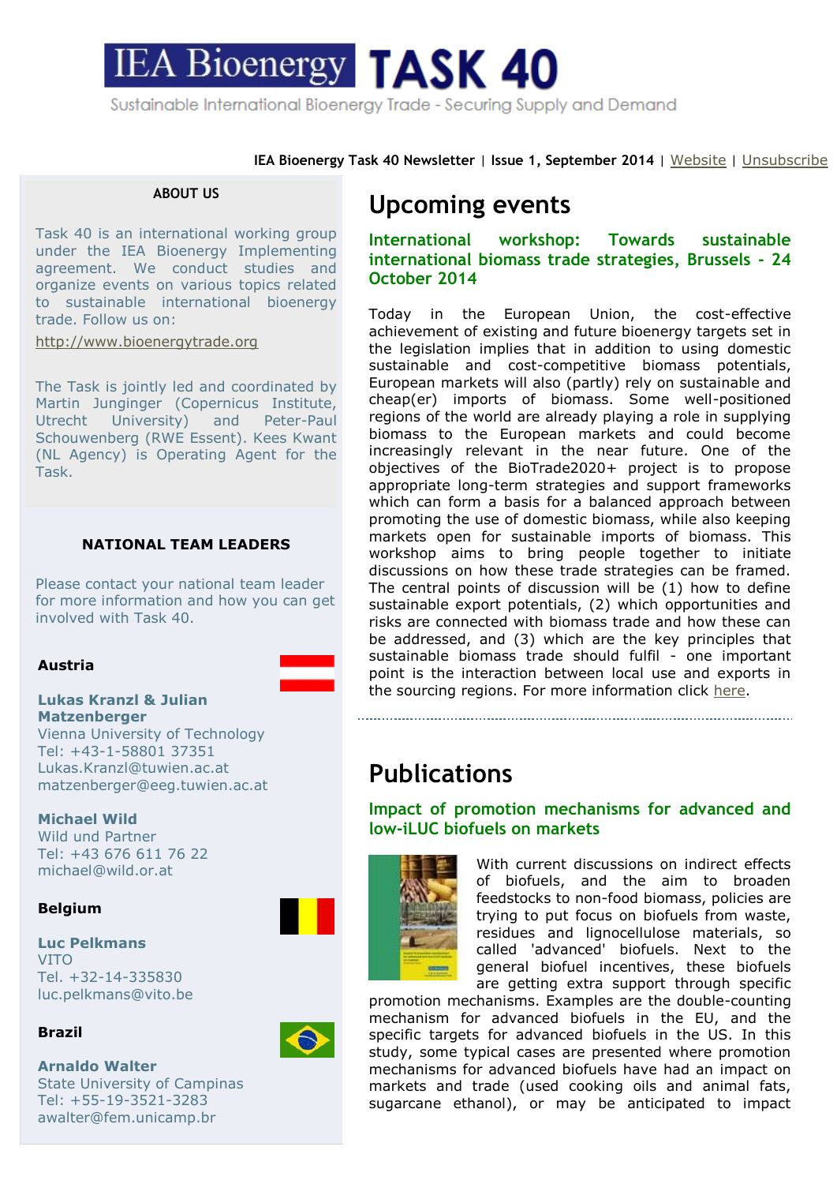# IEA Bioenergy TASK 40

Sustainable International Bioenergy Trade - Securing Supply and Demand

IEA Bioenergy Task 40 Newsletter | Issue 1, September 2014 | Website | Unsubscribe

## Upcoming events

### International workshop: Towards sustainable international biomass trade strategies, Brussels - 24 October 2014

Today in the European Union, the cost-effective achievement of existing and future bioenergy targets set in the legislation implies that in addition to using domestic sustainable and cost-competitive biomass potentials, European markets will also (partly) rely on sustainable and cheap(er) imports of biomass. Some well-positioned regions of the world are already playing a role in supplying biomass to the European markets and could become increasingly relevant in the near future. One of the objectives of the BioTrade2020+ project is to propose appropriate long-term strategies and support frameworks which can form a basis for a balanced approach between promoting the use of domestic biomass, while also keeping markets open for sustainable imports of biomass. This workshop aims to bring people together to initiate discussions on how these trade strategies can be framed. The central points of discussion will be (1) how to define sustainable export potentials, (2) which opportunities and risks are connected with biomass trade and how these can be addressed, and (3) which are the key principles that sustainable biomass trade should fulfil - one important point is the interaction between local use and exports in the sourcing regions. For more information click here.

## Publications

### Impact of promotion mechanisms for advanced and low-iLUC biofuels on markets

With current discussions on indirect effects of biofuels, and the aim to broaden feedstocks to non-food biomass, policies are trying to put focus on biofuels from waste, residues and lignocellulose materials, so called 'advanced' biofuels. Next to the general biofuel incentives, these biofuels are getting extra support through specific promotion mechanisms. Examples are the double-counting mechanism for advanced biofuels in the EU, and the specific targets for advanced biofuels in the US. In this study, some typical cases are presented where promotion mechanisms for advanced biofuels have had an impact on markets and trade (used cooking oils and animal fats, sugarcane ethanol), or may be anticipated to impact

---

**ABOUT US**

Task 40 is an international working group under the IEA Bioenergy Implementing agreement. We conduct studies and organize events on various topics related to sustainable international bioenergy trade. Follow us on:

http://www.bioenergytrade.org

The Task is jointly led and coordinated by Martin Junginger (Copernicus Institute, Utrecht University) and Peter-Paul Schouwenberg (RWE Essent). Kees Kwant (NL Agency) is Operating Agent for the Task.

**NATIONAL TEAM LEADERS**

Please contact your national team leader for more information and how you can get involved with Task 40.

**Austria**

**Lukas Kranzl & Julian Matzenberger**
Vienna University of Technology
Tel: +43-1-58801 37351
Lukas.Kranzl@tuwien.ac.at
matzenberger@eeg.tuwien.ac.at

**Michael Wild**
Wild und Partner
Tel: +43 676 611 76 22
michael@wild.or.at

**Belgium**

**Luc Pelkmans**
VITO
Tel. +32-14-335830
luc.pelkmans@vito.be

**Brazil**

**Arnaldo Walter**
State University of Campinas
Tel: +55-19-3521-3283
awalter@fem.unicamp.br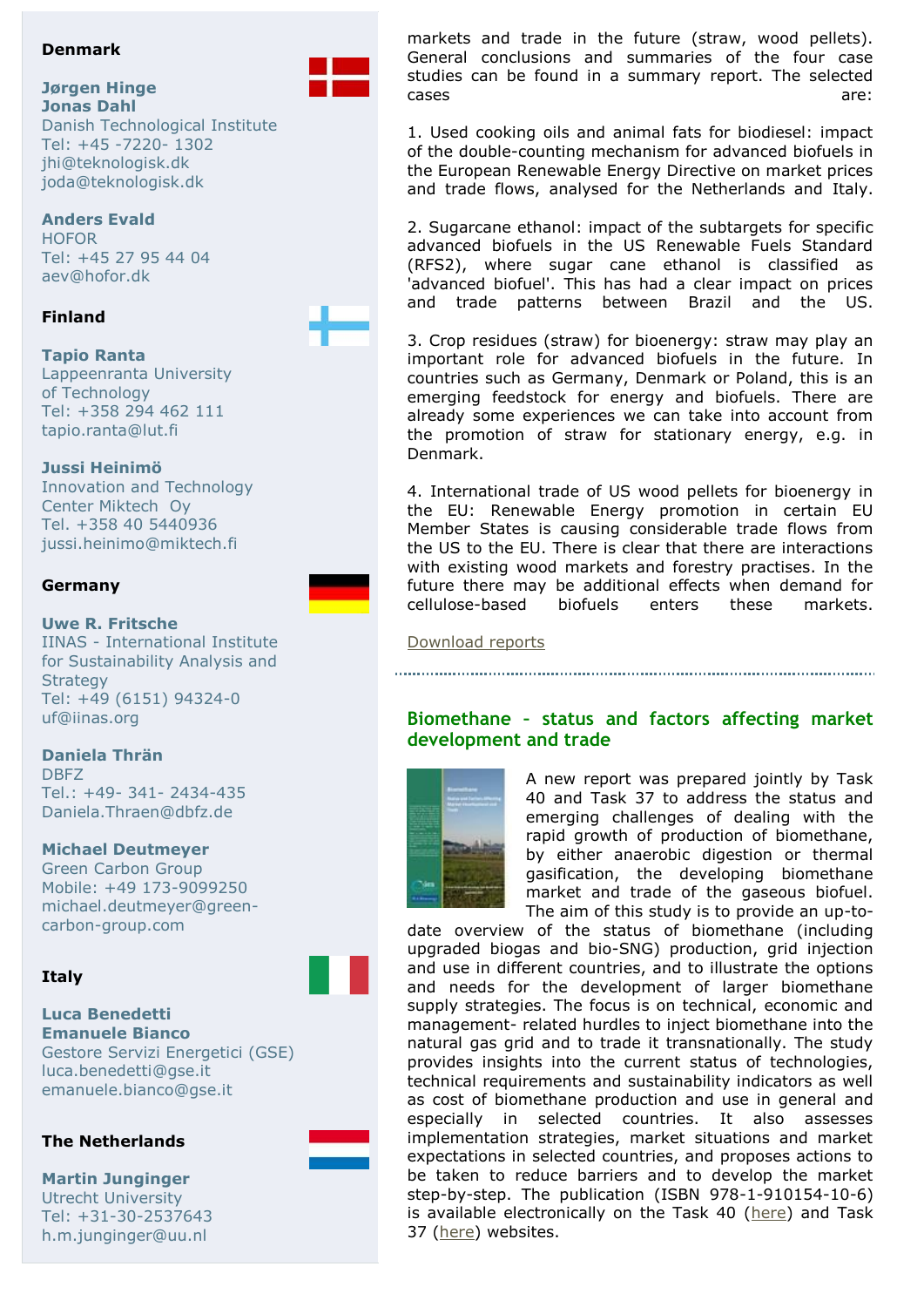**Denmark**

**Jørgen Hinge**
**Jonas Dahl**
Danish Technological Institute
Tel: +45 -7220- 1302
jhi@teknologisk.dk
joda@teknologisk.dk

**Anders Evald**
HOFOR
Tel: +45 27 95 44 04
aev@hofor.dk

**Finland**

**Tapio Ranta**
Lappeenranta University of Technology
Tel: +358 294 462 111
tapio.ranta@lut.fi

**Jussi Heinimö**
Innovation and Technology Center Miktech Oy
Tel. +358 40 5440936
jussi.heinimo@miktech.fi

**Germany**

**Uwe R. Fritsche**
IINAS - International Institute for Sustainability Analysis and Strategy
Tel: +49 (6151) 94324-0
uf@iinas.org

**Daniela Thrän**
DBFZ
Tel.: +49- 341- 2434-435
Daniela.Thraen@dbfz.de

**Michael Deutmeyer**
Green Carbon Group
Mobile: +49 173-9099250
michael.deutmeyer@green-carbon-group.com

**Italy**

**Luca Benedetti**
**Emanuele Bianco**
Gestore Servizi Energetici (GSE)
luca.benedetti@gse.it
emanuele.bianco@gse.it

**The Netherlands**

**Martin Junginger**
Utrecht University
Tel: +31-30-2537643
h.m.junginger@uu.nl

markets and trade in the future (straw, wood pellets). General conclusions and summaries of the four case studies can be found in a summary report. The selected cases are:

1. Used cooking oils and animal fats for biodiesel: impact of the double-counting mechanism for advanced biofuels in the European Renewable Energy Directive on market prices and trade flows, analysed for the Netherlands and Italy.

2. Sugarcane ethanol: impact of the subtargets for specific advanced biofuels in the US Renewable Fuels Standard (RFS2), where sugar cane ethanol is classified as 'advanced biofuel'. This has had a clear impact on prices and trade patterns between Brazil and the US.

3. Crop residues (straw) for bioenergy: straw may play an important role for advanced biofuels in the future. In countries such as Germany, Denmark or Poland, this is an emerging feedstock for energy and biofuels. There are already some experiences we can take into account from the promotion of straw for stationary energy, e.g. in Denmark.

4. International trade of US wood pellets for bioenergy in the EU: Renewable Energy promotion in certain EU Member States is causing considerable trade flows from the US to the EU. There is clear that there are interactions with existing wood markets and forestry practises. In the future there may be additional effects when demand for cellulose-based biofuels enters these markets.

Download reports

## Biomethane - status and factors affecting market development and trade

A new report was prepared jointly by Task 40 and Task 37 to address the status and emerging challenges of dealing with the rapid growth of production of biomethane, by either anaerobic digestion or thermal gasification, the developing biomethane market and trade of the gaseous biofuel. The aim of this study is to provide an up-to-date overview of the status of biomethane (including upgraded biogas and bio-SNG) production, grid injection and use in different countries, and to illustrate the options and needs for the development of larger biomethane supply strategies. The focus is on technical, economic and management- related hurdles to inject biomethane into the natural gas grid and to trade it transnationally. The study provides insights into the current status of technologies, technical requirements and sustainability indicators as well as cost of biomethane production and use in general and especially in selected countries. It also assesses implementation strategies, market situations and market expectations in selected countries, and proposes actions to be taken to reduce barriers and to develop the market step-by-step. The publication (ISBN 978-1-910154-10-6) is available electronically on the Task 40 (here) and Task 37 (here) websites.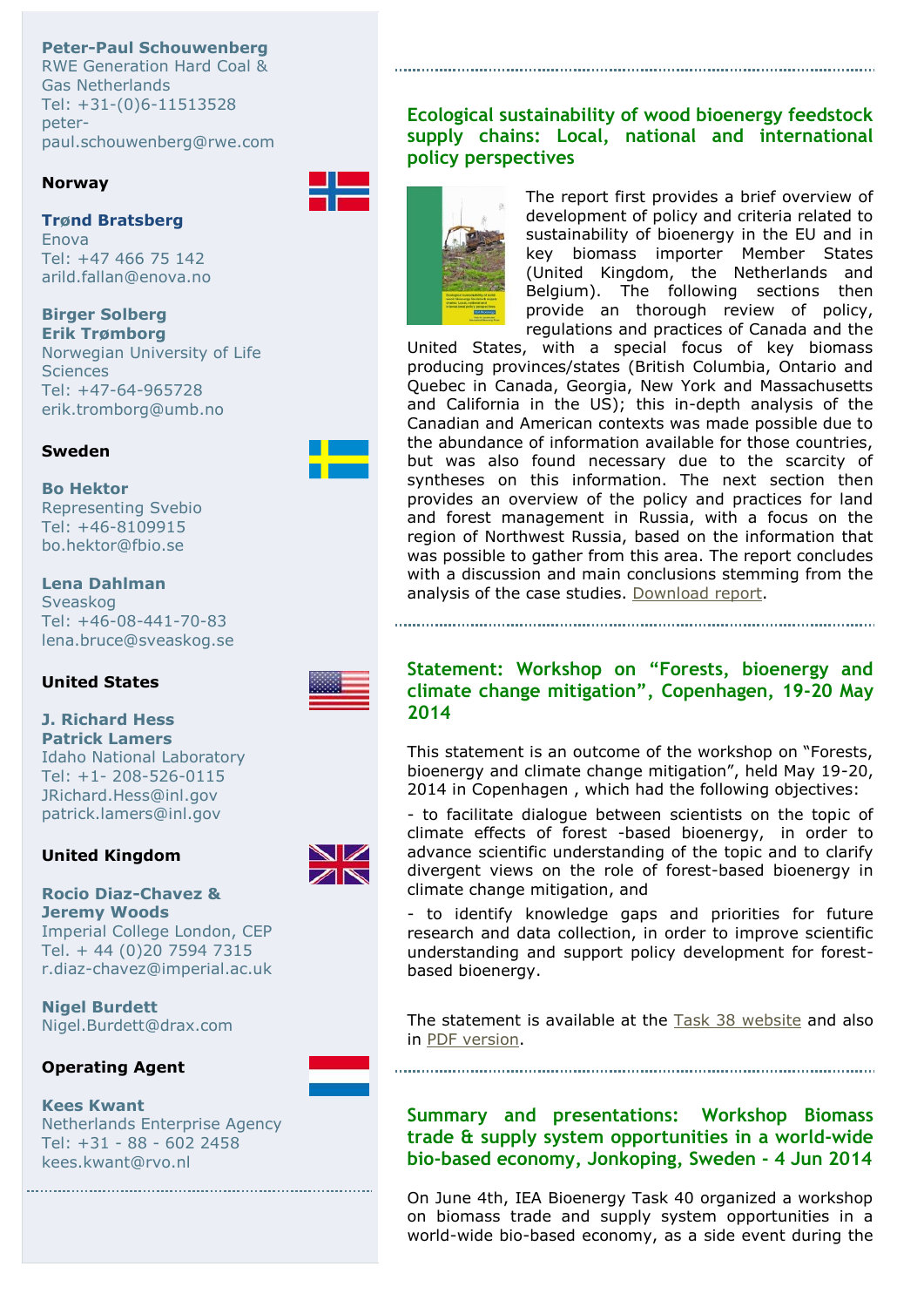**Peter-Paul Schouwenberg**
RWE Generation Hard Coal & Gas Netherlands
Tel: +31-(0)6-11513528
peter-paul.schouwenberg@rwe.com

**Norway**

**Trønd Bratsberg**
Enova
Tel: +47 466 75 142
arild.fallan@enova.no

**Birger Solberg**
**Erik Trømborg**
Norwegian University of Life Sciences
Tel: +47-64-965728
erik.tromborg@umb.no

**Sweden**

**Bo Hektor**
Representing Svebio
Tel: +46-8109915
bo.hektor@fbio.se

**Lena Dahlman**
Sveaskog
Tel: +46-08-441-70-83
lena.bruce@sveaskog.se

**United States**

**J. Richard Hess**
**Patrick Lamers**
Idaho National Laboratory
Tel: +1- 208-526-0115
JRichard.Hess@inl.gov
patrick.lamers@inl.gov

**United Kingdom**

**Rocio Diaz-Chavez & Jeremy Woods**
Imperial College London, CEP
Tel. + 44 (0)20 7594 7315
r.diaz-chavez@imperial.ac.uk

**Nigel Burdett**
Nigel.Burdett@drax.com

**Operating Agent**

**Kees Kwant**
Netherlands Enterprise Agency
Tel: +31 - 88 - 602 2458
kees.kwant@rvo.nl

## Ecological sustainability of wood bioenergy feedstock supply chains: Local, national and international policy perspectives

The report first provides a brief overview of development of policy and criteria related to sustainability of bioenergy in the EU and in key biomass importer Member States (United Kingdom, the Netherlands and Belgium). The following sections then provide an thorough review of policy, regulations and practices of Canada and the United States, with a special focus of key biomass producing provinces/states (British Columbia, Ontario and Quebec in Canada, Georgia, New York and Massachusetts and California in the US); this in-depth analysis of the Canadian and American contexts was made possible due to the abundance of information available for those countries, but was also found necessary due to the scarcity of syntheses on this information. The next section then provides an overview of the policy and practices for land and forest management in Russia, with a focus on the region of Northwest Russia, based on the information that was possible to gather from this area. The report concludes with a discussion and main conclusions stemming from the analysis of the case studies. Download report.

## Statement: Workshop on “Forests, bioenergy and climate change mitigation”, Copenhagen, 19-20 May 2014

This statement is an outcome of the workshop on “Forests, bioenergy and climate change mitigation”, held May 19-20, 2014 in Copenhagen , which had the following objectives:

- to facilitate dialogue between scientists on the topic of climate effects of forest -based bioenergy, in order to advance scientific understanding of the topic and to clarify divergent views on the role of forest-based bioenergy in climate change mitigation, and

- to identify knowledge gaps and priorities for future research and data collection, in order to improve scientific understanding and support policy development for forest-based bioenergy.

The statement is available at the Task 38 website and also in PDF version.

## Summary and presentations: Workshop Biomass trade & supply system opportunities in a world-wide bio-based economy, Jonkoping, Sweden - 4 Jun 2014

On June 4th, IEA Bioenergy Task 40 organized a workshop on biomass trade and supply system opportunities in a world-wide bio-based economy, as a side event during the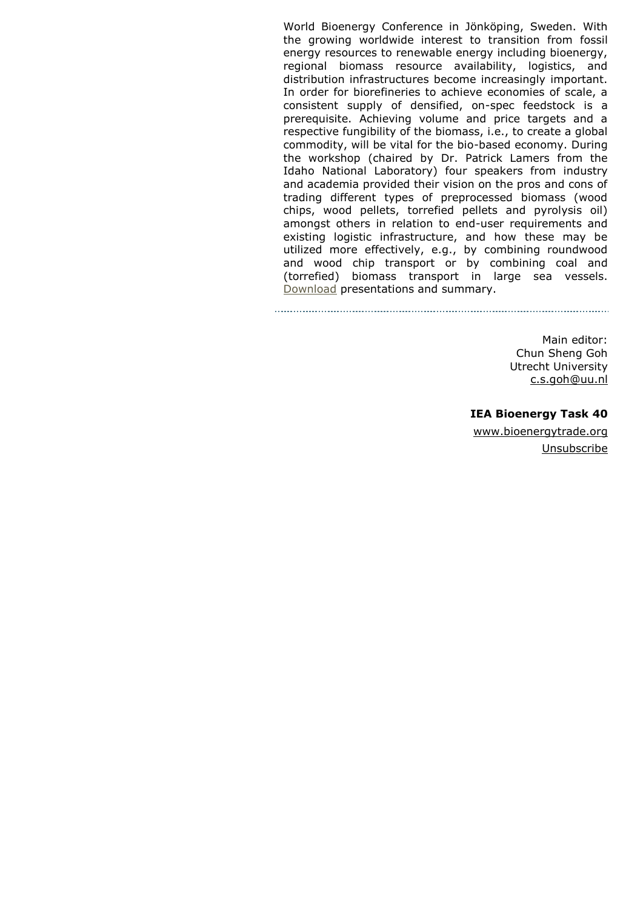World Bioenergy Conference in Jönköping, Sweden. With the growing worldwide interest to transition from fossil energy resources to renewable energy including bioenergy, regional biomass resource availability, logistics, and distribution infrastructures become increasingly important. In order for biorefineries to achieve economies of scale, a consistent supply of densified, on-spec feedstock is a prerequisite. Achieving volume and price targets and a respective fungibility of the biomass, i.e., to create a global commodity, will be vital for the bio-based economy. During the workshop (chaired by Dr. Patrick Lamers from the Idaho National Laboratory) four speakers from industry and academia provided their vision on the pros and cons of trading different types of preprocessed biomass (wood chips, wood pellets, torrefied pellets and pyrolysis oil) amongst others in relation to end-user requirements and existing logistic infrastructure, and how these may be utilized more effectively, e.g., by combining roundwood and wood chip transport or by combining coal and (torrefied) biomass transport in large sea vessels. Download presentations and summary.

---

Main editor:
Chun Sheng Goh
Utrecht University
c.s.goh@uu.nl

**IEA Bioenergy Task 40**

www.bioenergytrade.org

Unsubscribe